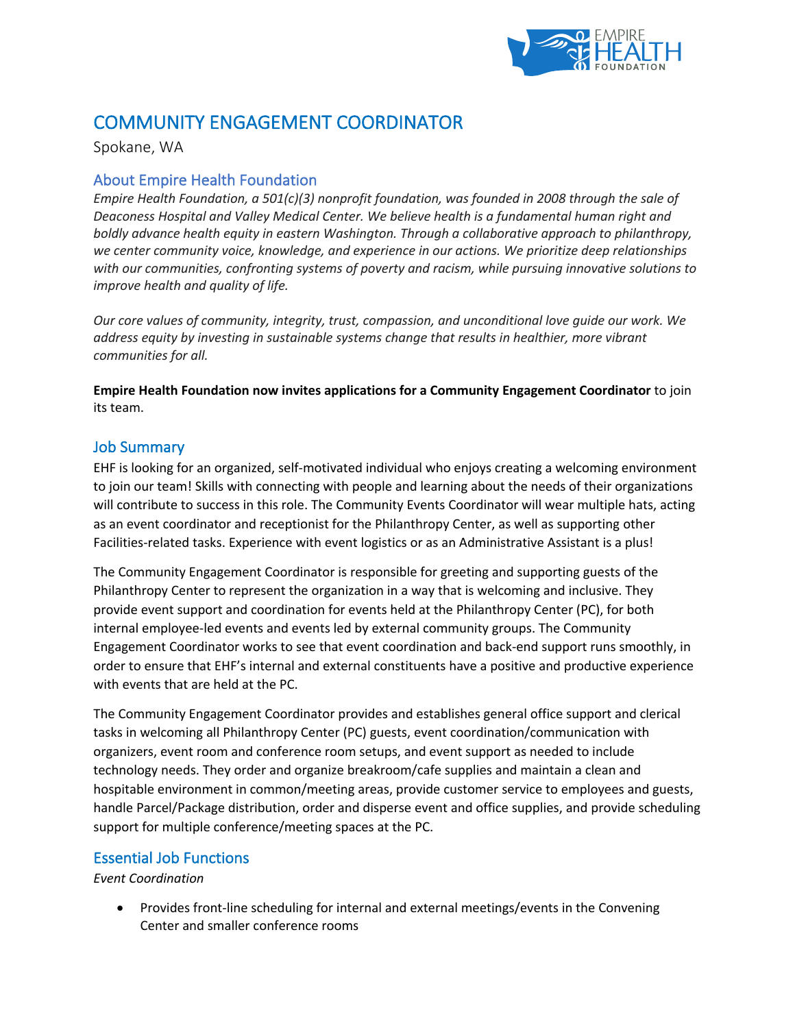# COMMUNITY ENGAGEMENT COORDINATOR

Spokane, WA

## About Empire Health Foundation

*Empire Health Foundation, a 501(c)(3) nonprofit foundation, was founded in 2008 through the sale of Deaconess Hospital and Valley Medical Center. We believe health is a fundamental human right and boldly advance health equity in eastern Washington. Through a collaborative approach to philanthropy, we center community voice, knowledge, and experience in our actions. We prioritize deep relationships with our communities, confronting systems of poverty and racism, while pursuing innovative solutions to improve health and quality of life.*

*Our core values of community, integrity, trust, compassion, and unconditional love guide our work. We address equity by investing in sustainable systems change that results in healthier, more vibrant communities for all.*

**Empire Health Foundation now invites applications for a Community Engagement Coordinator** to join its team.

## Job Summary

EHF is looking for an organized, self-motivated individual who enjoys creating a welcoming environment to join our team! Skills with connecting with people and learning about the needs of their organizations will contribute to success in this role. The Community Events Coordinator will wear multiple hats, acting as an event coordinator and receptionist for the Philanthropy Center, as well as supporting other Facilities-related tasks. Experience with event logistics or as an Administrative Assistant is a plus!

The Community Engagement Coordinator is responsible for greeting and supporting guests of the Philanthropy Center to represent the organization in a way that is welcoming and inclusive. They provide event support and coordination for events held at the Philanthropy Center (PC), for both internal employee-led events and events led by external community groups. The Community Engagement Coordinator works to see that event coordination and back-end support runs smoothly, in order to ensure that EHF's internal and external constituents have a positive and productive experience with events that are held at the PC.

The Community Engagement Coordinator provides and establishes general office support and clerical tasks in welcoming all Philanthropy Center (PC) guests, event coordination/communication with organizers, event room and conference room setups, and event support as needed to include technology needs. They order and organize breakroom/cafe supplies and maintain a clean and hospitable environment in common/meeting areas, provide customer service to employees and guests, handle Parcel/Package distribution, order and disperse event and office supplies, and provide scheduling support for multiple conference/meeting spaces at the PC.

## Essential Job Functions

*Event Coordination*

- Provides front-line scheduling for internal and external meetings/events in the Convening Center and smaller conference rooms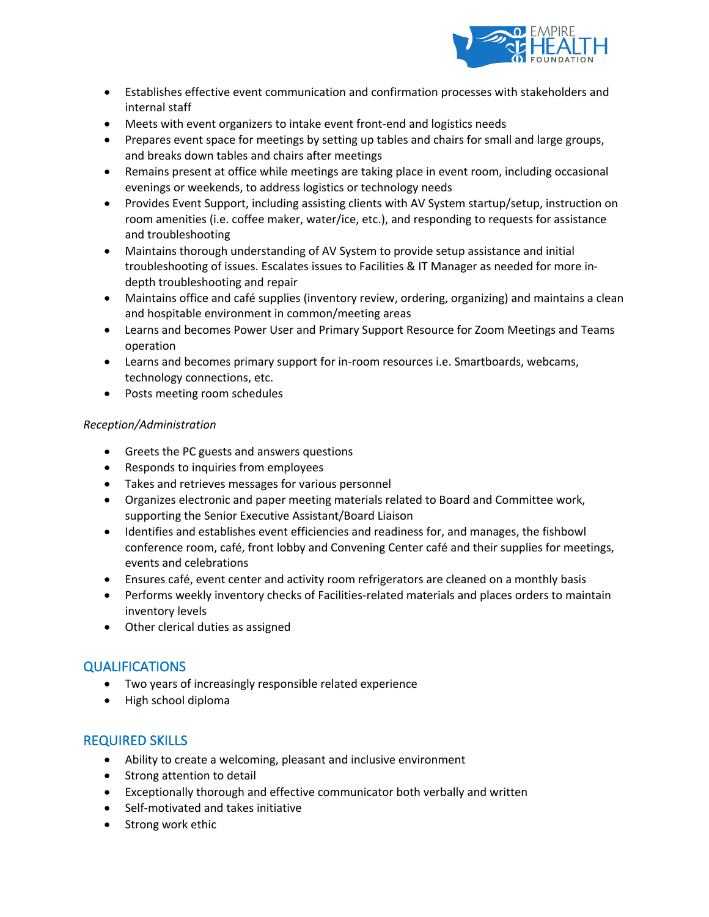- Establishes effective event communication and confirmation processes with stakeholders and internal staff
- Meets with event organizers to intake event front-end and logistics needs
- Prepares event space for meetings by setting up tables and chairs for small and large groups, and breaks down tables and chairs after meetings
- Remains present at office while meetings are taking place in event room, including occasional evenings or weekends, to address logistics or technology needs
- Provides Event Support, including assisting clients with AV System startup/setup, instruction on room amenities (i.e. coffee maker, water/ice, etc.), and responding to requests for assistance and troubleshooting
- Maintains thorough understanding of AV System to provide setup assistance and initial troubleshooting of issues. Escalates issues to Facilities & IT Manager as needed for more in-depth troubleshooting and repair
- Maintains office and café supplies (inventory review, ordering, organizing) and maintains a clean and hospitable environment in common/meeting areas
- Learns and becomes Power User and Primary Support Resource for Zoom Meetings and Teams operation
- Learns and becomes primary support for in-room resources i.e. Smartboards, webcams, technology connections, etc.
- Posts meeting room schedules

*Reception/Administration*

- Greets the PC guests and answers questions
- Responds to inquiries from employees
- Takes and retrieves messages for various personnel
- Organizes electronic and paper meeting materials related to Board and Committee work, supporting the Senior Executive Assistant/Board Liaison
- Identifies and establishes event efficiencies and readiness for, and manages, the fishbowl conference room, café, front lobby and Convening Center café and their supplies for meetings, events and celebrations
- Ensures café, event center and activity room refrigerators are cleaned on a monthly basis
- Performs weekly inventory checks of Facilities-related materials and places orders to maintain inventory levels
- Other clerical duties as assigned

## QUALIFICATIONS

- Two years of increasingly responsible related experience
- High school diploma

## REQUIRED SKILLS

- Ability to create a welcoming, pleasant and inclusive environment
- Strong attention to detail
- Exceptionally thorough and effective communicator both verbally and written
- Self-motivated and takes initiative
- Strong work ethic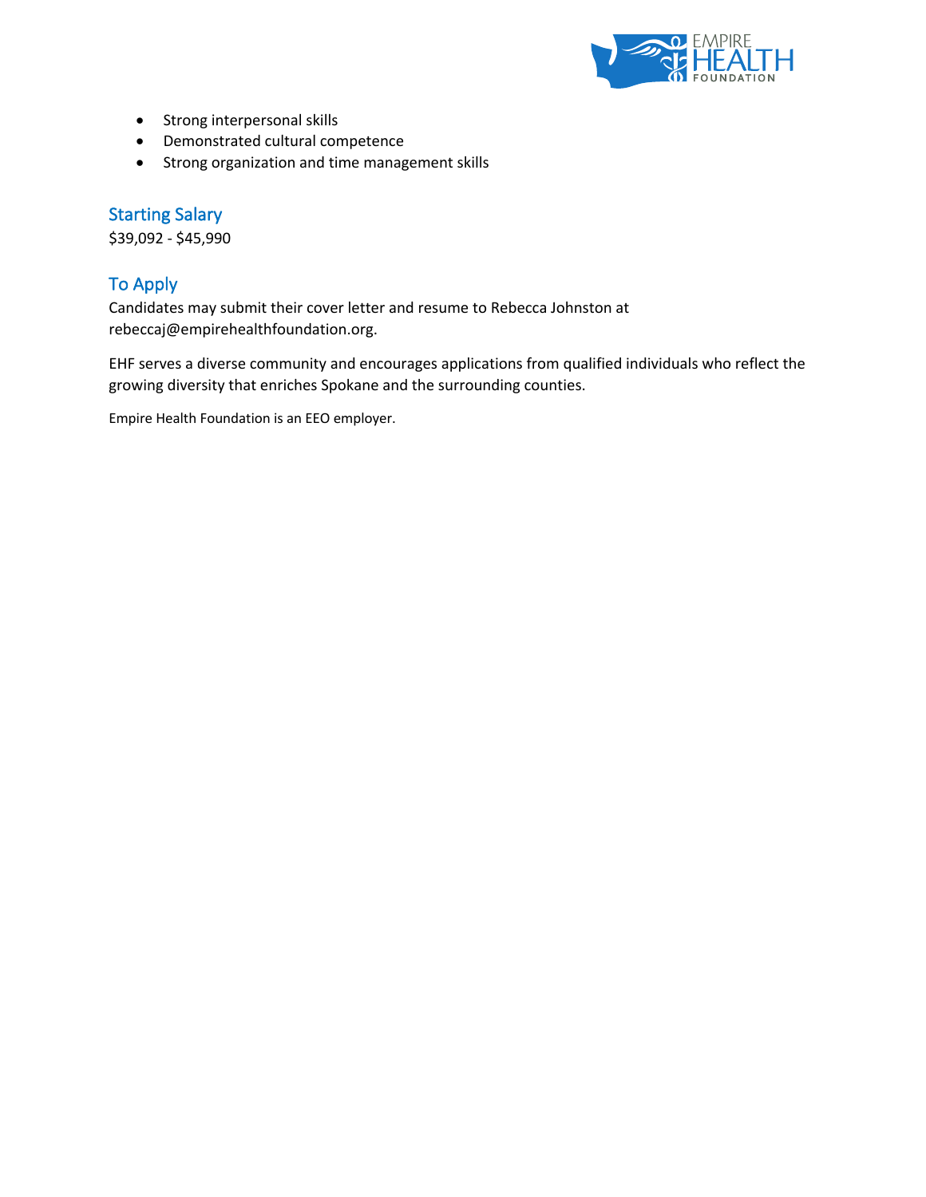- Strong interpersonal skills
- Demonstrated cultural competence
- Strong organization and time management skills

## Starting Salary

$39,092 - $45,990

## To Apply

Candidates may submit their cover letter and resume to Rebecca Johnston at rebeccaj@empirehealthfoundation.org.

EHF serves a diverse community and encourages applications from qualified individuals who reflect the growing diversity that enriches Spokane and the surrounding counties.

Empire Health Foundation is an EEO employer.